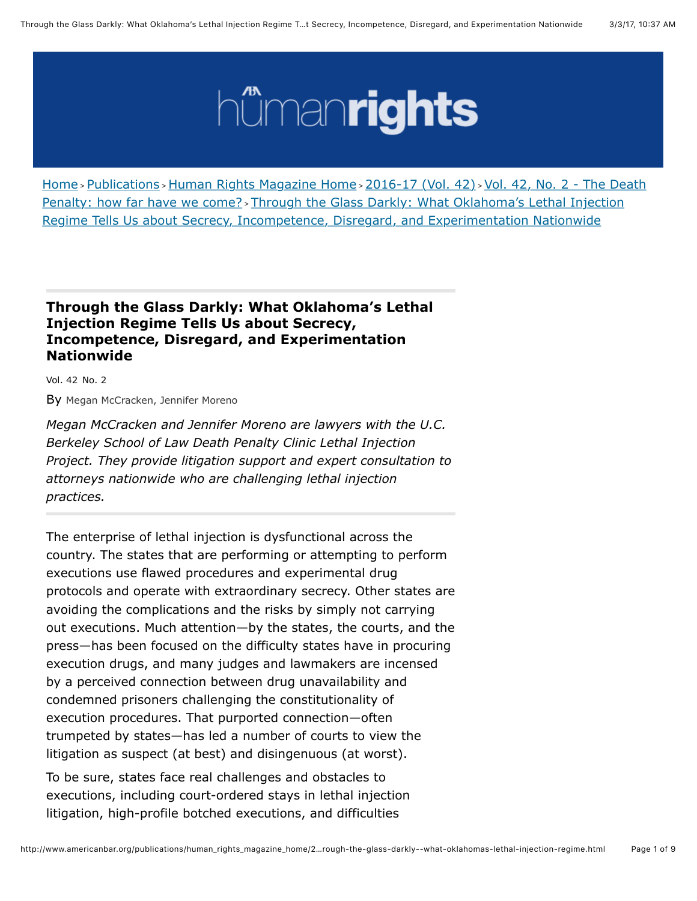Home > Publications > Human Rights Magazine Home > 2016-17 (Vol. 42) > Vol. 42, No. 2 - The Death Penalty: how far have we come? > Through the Glass Darkly: What Oklahoma's Lethal Injection Regime Tells Us about Secrecy, Incompetence, Disregard, and Experimentation Nationwide

# Through the Glass Darkly: What Oklahoma's Lethal Injection Regime Tells Us about Secrecy, Incompetence, Disregard, and Experimentation Nationwide

Vol. 42 No. 2

By Megan McCracken, Jennifer Moreno

*Megan McCracken and Jennifer Moreno are lawyers with the U.C. Berkeley School of Law Death Penalty Clinic Lethal Injection Project. They provide litigation support and expert consultation to attorneys nationwide who are challenging lethal injection practices.*

The enterprise of lethal injection is dysfunctional across the country. The states that are performing or attempting to perform executions use flawed procedures and experimental drug protocols and operate with extraordinary secrecy. Other states are avoiding the complications and the risks by simply not carrying out executions. Much attention—by the states, the courts, and the press—has been focused on the difficulty states have in procuring execution drugs, and many judges and lawmakers are incensed by a perceived connection between drug unavailability and condemned prisoners challenging the constitutionality of execution procedures. That purported connection—often trumpeted by states—has led a number of courts to view the litigation as suspect (at best) and disingenuous (at worst).

To be sure, states face real challenges and obstacles to executions, including court-ordered stays in lethal injection litigation, high-profile botched executions, and difficulties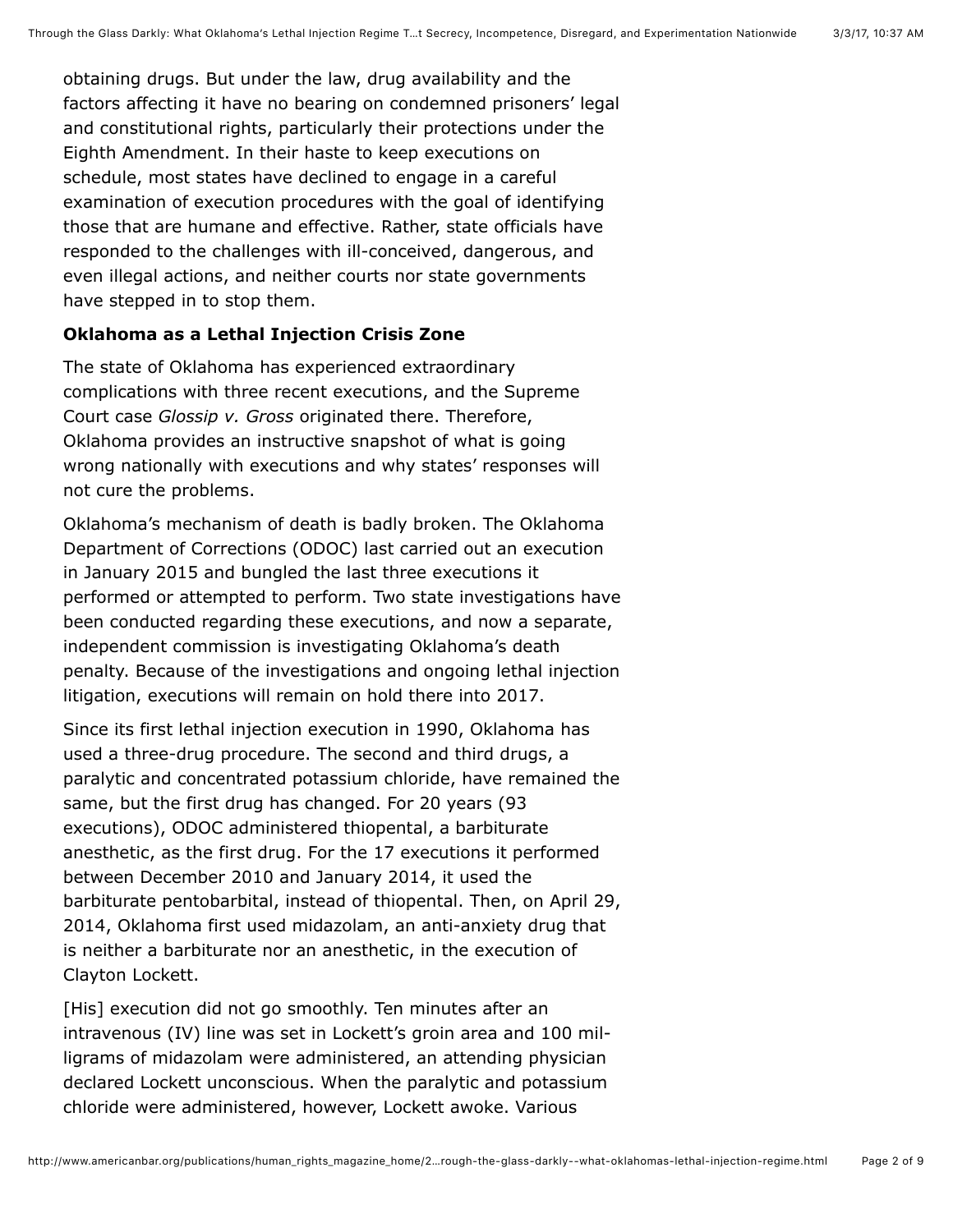obtaining drugs. But under the law, drug availability and the factors affecting it have no bearing on condemned prisoners' legal and constitutional rights, particularly their protections under the Eighth Amendment. In their haste to keep executions on schedule, most states have declined to engage in a careful examination of execution procedures with the goal of identifying those that are humane and effective. Rather, state officials have responded to the challenges with ill-conceived, dangerous, and even illegal actions, and neither courts nor state governments have stepped in to stop them.

**Oklahoma as a Lethal Injection Crisis Zone**

The state of Oklahoma has experienced extraordinary complications with three recent executions, and the Supreme Court case *Glossip v. Gross* originated there. Therefore, Oklahoma provides an instructive snapshot of what is going wrong nationally with executions and why states' responses will not cure the problems.

Oklahoma's mechanism of death is badly broken. The Oklahoma Department of Corrections (ODOC) last carried out an execution in January 2015 and bungled the last three executions it performed or attempted to perform. Two state investigations have been conducted regarding these executions, and now a separate, independent commission is investigating Oklahoma's death penalty. Because of the investigations and ongoing lethal injection litigation, executions will remain on hold there into 2017.

Since its first lethal injection execution in 1990, Oklahoma has used a three-drug procedure. The second and third drugs, a paralytic and concentrated potassium chloride, have remained the same, but the first drug has changed. For 20 years (93 executions), ODOC administered thiopental, a barbiturate anesthetic, as the first drug. For the 17 executions it performed between December 2010 and January 2014, it used the barbiturate pentobarbital, instead of thiopental. Then, on April 29, 2014, Oklahoma first used midazolam, an anti-anxiety drug that is neither a barbiturate nor an anesthetic, in the execution of Clayton Lockett.

[His] execution did not go smoothly. Ten minutes after an intravenous (IV) line was set in Lockett's groin area and 100 milligrams of midazolam were administered, an attending physician declared Lockett unconscious. When the paralytic and potassium chloride were administered, however, Lockett awoke. Various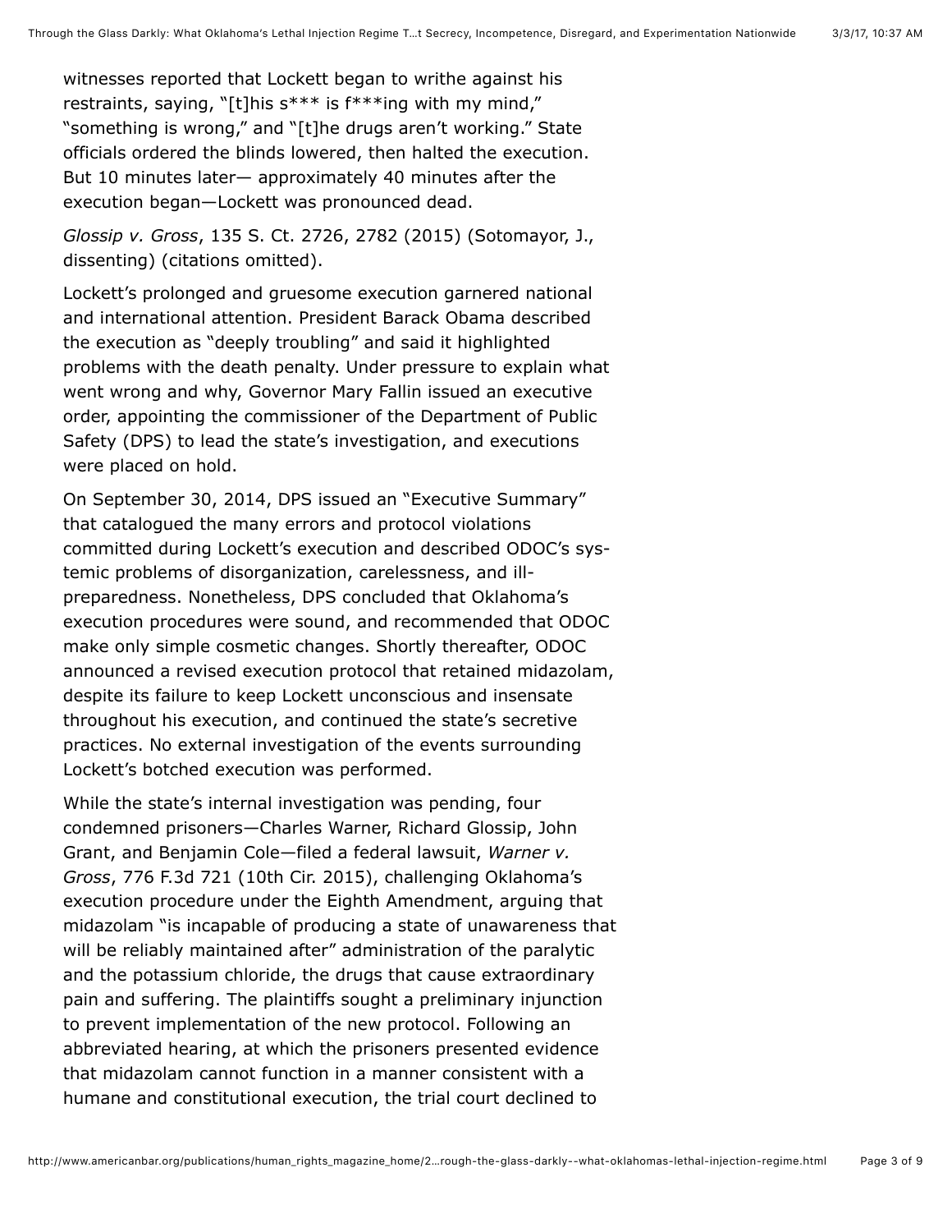witnesses reported that Lockett began to writhe against his restraints, saying, "[t]his s*** is f***ing with my mind," "something is wrong," and "[t]he drugs aren't working." State officials ordered the blinds lowered, then halted the execution. But 10 minutes later— approximately 40 minutes after the execution began—Lockett was pronounced dead.

*Glossip v. Gross*, 135 S. Ct. 2726, 2782 (2015) (Sotomayor, J., dissenting) (citations omitted).

Lockett's prolonged and gruesome execution garnered national and international attention. President Barack Obama described the execution as "deeply troubling" and said it highlighted problems with the death penalty. Under pressure to explain what went wrong and why, Governor Mary Fallin issued an executive order, appointing the commissioner of the Department of Public Safety (DPS) to lead the state's investigation, and executions were placed on hold.

On September 30, 2014, DPS issued an "Executive Summary" that catalogued the many errors and protocol violations committed during Lockett's execution and described ODOC's systemic problems of disorganization, carelessness, and ill-preparedness. Nonetheless, DPS concluded that Oklahoma's execution procedures were sound, and recommended that ODOC make only simple cosmetic changes. Shortly thereafter, ODOC announced a revised execution protocol that retained midazolam, despite its failure to keep Lockett unconscious and insensate throughout his execution, and continued the state's secretive practices. No external investigation of the events surrounding Lockett's botched execution was performed.

While the state's internal investigation was pending, four condemned prisoners—Charles Warner, Richard Glossip, John Grant, and Benjamin Cole—filed a federal lawsuit, *Warner v. Gross*, 776 F.3d 721 (10th Cir. 2015), challenging Oklahoma's execution procedure under the Eighth Amendment, arguing that midazolam "is incapable of producing a state of unawareness that will be reliably maintained after" administration of the paralytic and the potassium chloride, the drugs that cause extraordinary pain and suffering. The plaintiffs sought a preliminary injunction to prevent implementation of the new protocol. Following an abbreviated hearing, at which the prisoners presented evidence that midazolam cannot function in a manner consistent with a humane and constitutional execution, the trial court declined to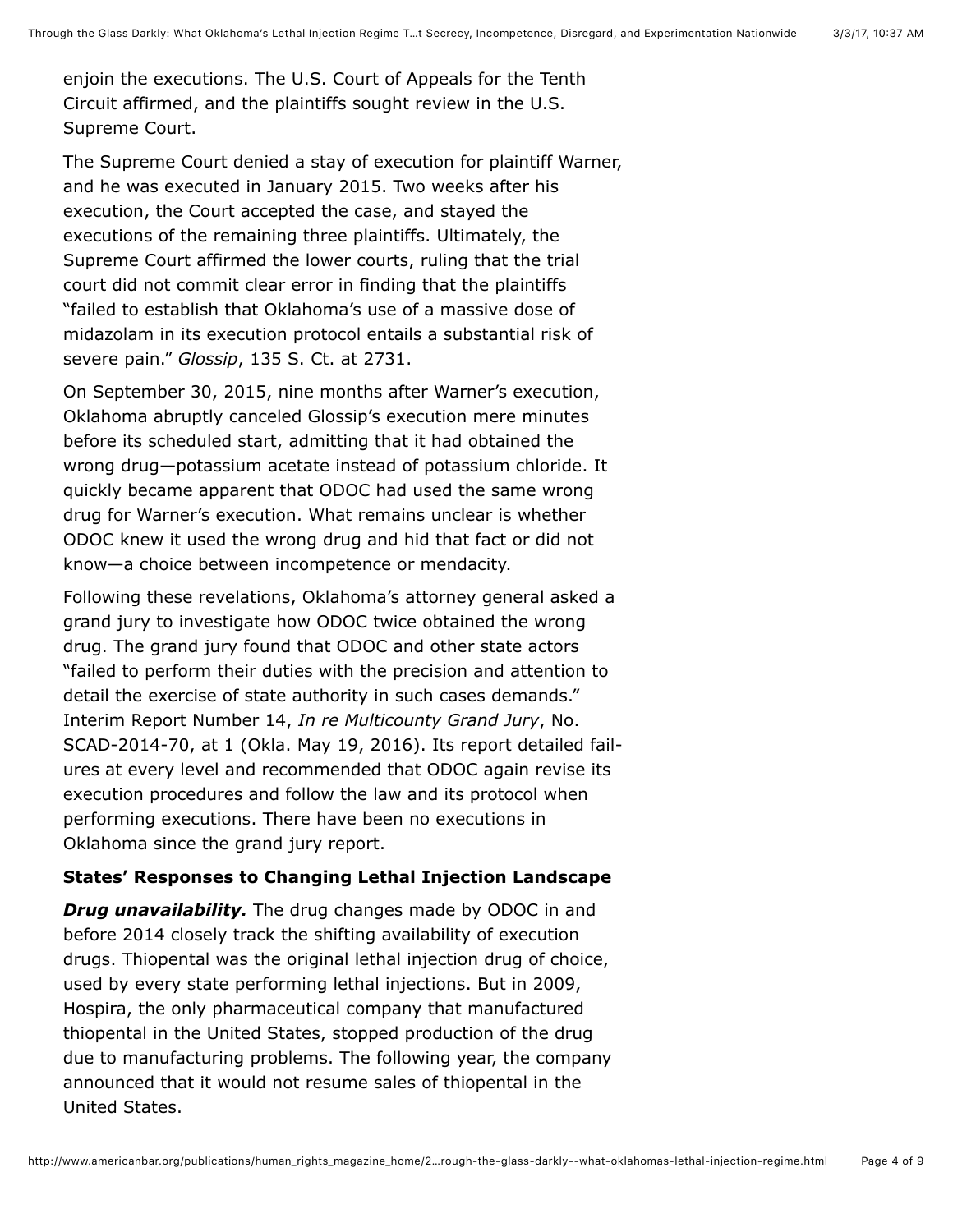enjoin the executions. The U.S. Court of Appeals for the Tenth Circuit affirmed, and the plaintiffs sought review in the U.S. Supreme Court.

The Supreme Court denied a stay of execution for plaintiff Warner, and he was executed in January 2015. Two weeks after his execution, the Court accepted the case, and stayed the executions of the remaining three plaintiffs. Ultimately, the Supreme Court affirmed the lower courts, ruling that the trial court did not commit clear error in finding that the plaintiffs "failed to establish that Oklahoma's use of a massive dose of midazolam in its execution protocol entails a substantial risk of severe pain." *Glossip*, 135 S. Ct. at 2731.

On September 30, 2015, nine months after Warner's execution, Oklahoma abruptly canceled Glossip's execution mere minutes before its scheduled start, admitting that it had obtained the wrong drug—potassium acetate instead of potassium chloride. It quickly became apparent that ODOC had used the same wrong drug for Warner's execution. What remains unclear is whether ODOC knew it used the wrong drug and hid that fact or did not know—a choice between incompetence or mendacity.

Following these revelations, Oklahoma's attorney general asked a grand jury to investigate how ODOC twice obtained the wrong drug. The grand jury found that ODOC and other state actors "failed to perform their duties with the precision and attention to detail the exercise of state authority in such cases demands." Interim Report Number 14, *In re Multicounty Grand Jury*, No. SCAD-2014-70, at 1 (Okla. May 19, 2016). Its report detailed failures at every level and recommended that ODOC again revise its execution procedures and follow the law and its protocol when performing executions. There have been no executions in Oklahoma since the grand jury report.

**States' Responses to Changing Lethal Injection Landscape**

***Drug unavailability.*** The drug changes made by ODOC in and before 2014 closely track the shifting availability of execution drugs. Thiopental was the original lethal injection drug of choice, used by every state performing lethal injections. But in 2009, Hospira, the only pharmaceutical company that manufactured thiopental in the United States, stopped production of the drug due to manufacturing problems. The following year, the company announced that it would not resume sales of thiopental in the United States.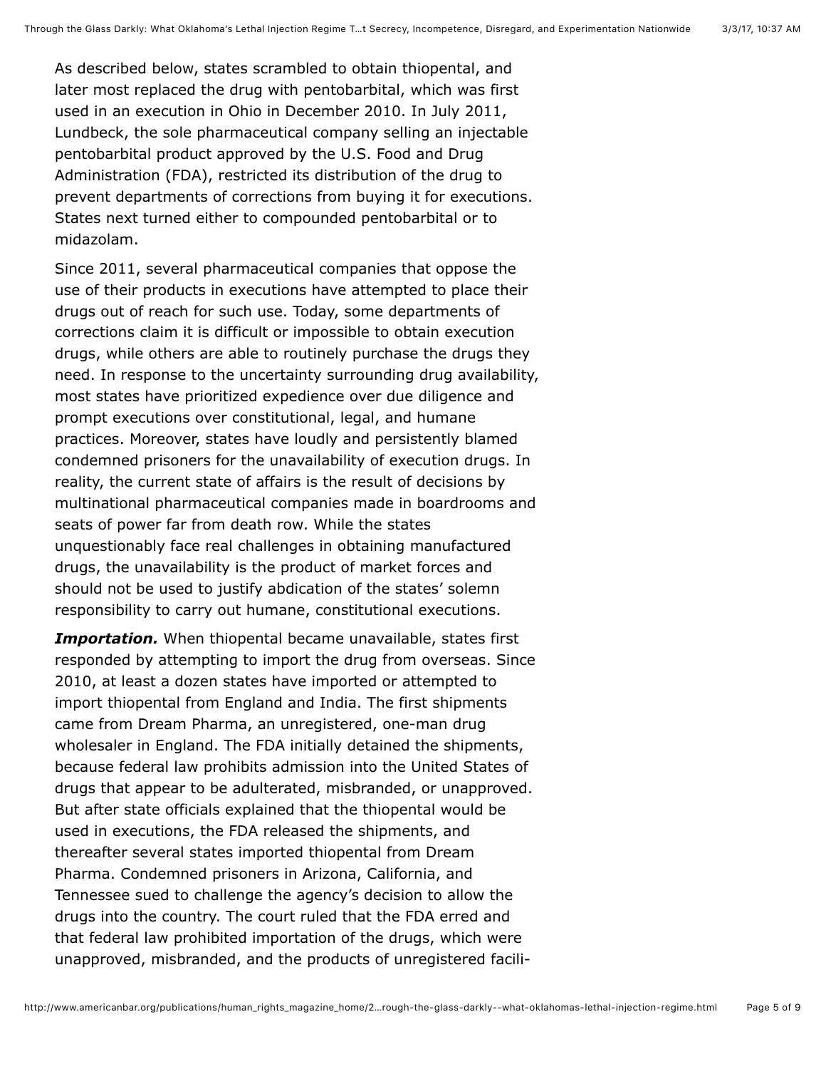As described below, states scrambled to obtain thiopental, and later most replaced the drug with pentobarbital, which was first used in an execution in Ohio in December 2010. In July 2011, Lundbeck, the sole pharmaceutical company selling an injectable pentobarbital product approved by the U.S. Food and Drug Administration (FDA), restricted its distribution of the drug to prevent departments of corrections from buying it for executions. States next turned either to compounded pentobarbital or to midazolam.

Since 2011, several pharmaceutical companies that oppose the use of their products in executions have attempted to place their drugs out of reach for such use. Today, some departments of corrections claim it is difficult or impossible to obtain execution drugs, while others are able to routinely purchase the drugs they need. In response to the uncertainty surrounding drug availability, most states have prioritized expedience over due diligence and prompt executions over constitutional, legal, and humane practices. Moreover, states have loudly and persistently blamed condemned prisoners for the unavailability of execution drugs. In reality, the current state of affairs is the result of decisions by multinational pharmaceutical companies made in boardrooms and seats of power far from death row. While the states unquestionably face real challenges in obtaining manufactured drugs, the unavailability is the product of market forces and should not be used to justify abdication of the states' solemn responsibility to carry out humane, constitutional executions.

***Importation.*** When thiopental became unavailable, states first responded by attempting to import the drug from overseas. Since 2010, at least a dozen states have imported or attempted to import thiopental from England and India. The first shipments came from Dream Pharma, an unregistered, one-man drug wholesaler in England. The FDA initially detained the shipments, because federal law prohibits admission into the United States of drugs that appear to be adulterated, misbranded, or unapproved. But after state officials explained that the thiopental would be used in executions, the FDA released the shipments, and thereafter several states imported thiopental from Dream Pharma. Condemned prisoners in Arizona, California, and Tennessee sued to challenge the agency's decision to allow the drugs into the country. The court ruled that the FDA erred and that federal law prohibited importation of the drugs, which were unapproved, misbranded, and the products of unregistered facili-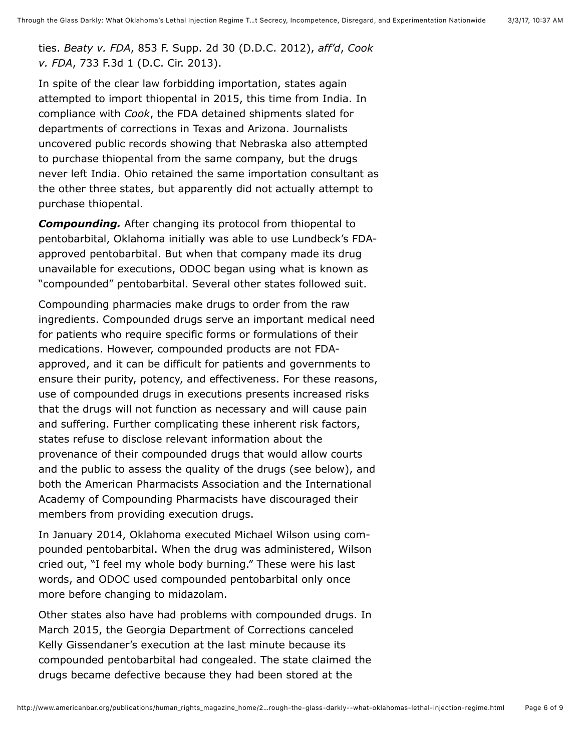ties. *Beaty v. FDA*, 853 F. Supp. 2d 30 (D.D.C. 2012), *aff'd*, *Cook v. FDA*, 733 F.3d 1 (D.C. Cir. 2013).

In spite of the clear law forbidding importation, states again attempted to import thiopental in 2015, this time from India. In compliance with *Cook*, the FDA detained shipments slated for departments of corrections in Texas and Arizona. Journalists uncovered public records showing that Nebraska also attempted to purchase thiopental from the same company, but the drugs never left India. Ohio retained the same importation consultant as the other three states, but apparently did not actually attempt to purchase thiopental.

***Compounding.*** After changing its protocol from thiopental to pentobarbital, Oklahoma initially was able to use Lundbeck's FDA-approved pentobarbital. But when that company made its drug unavailable for executions, ODOC began using what is known as "compounded" pentobarbital. Several other states followed suit.

Compounding pharmacies make drugs to order from the raw ingredients. Compounded drugs serve an important medical need for patients who require specific forms or formulations of their medications. However, compounded products are not FDA-approved, and it can be difficult for patients and governments to ensure their purity, potency, and effectiveness. For these reasons, use of compounded drugs in executions presents increased risks that the drugs will not function as necessary and will cause pain and suffering. Further complicating these inherent risk factors, states refuse to disclose relevant information about the provenance of their compounded drugs that would allow courts and the public to assess the quality of the drugs (see below), and both the American Pharmacists Association and the International Academy of Compounding Pharmacists have discouraged their members from providing execution drugs.

In January 2014, Oklahoma executed Michael Wilson using compounded pentobarbital. When the drug was administered, Wilson cried out, "I feel my whole body burning." These were his last words, and ODOC used compounded pentobarbital only once more before changing to midazolam.

Other states also have had problems with compounded drugs. In March 2015, the Georgia Department of Corrections canceled Kelly Gissendaner's execution at the last minute because its compounded pentobarbital had congealed. The state claimed the drugs became defective because they had been stored at the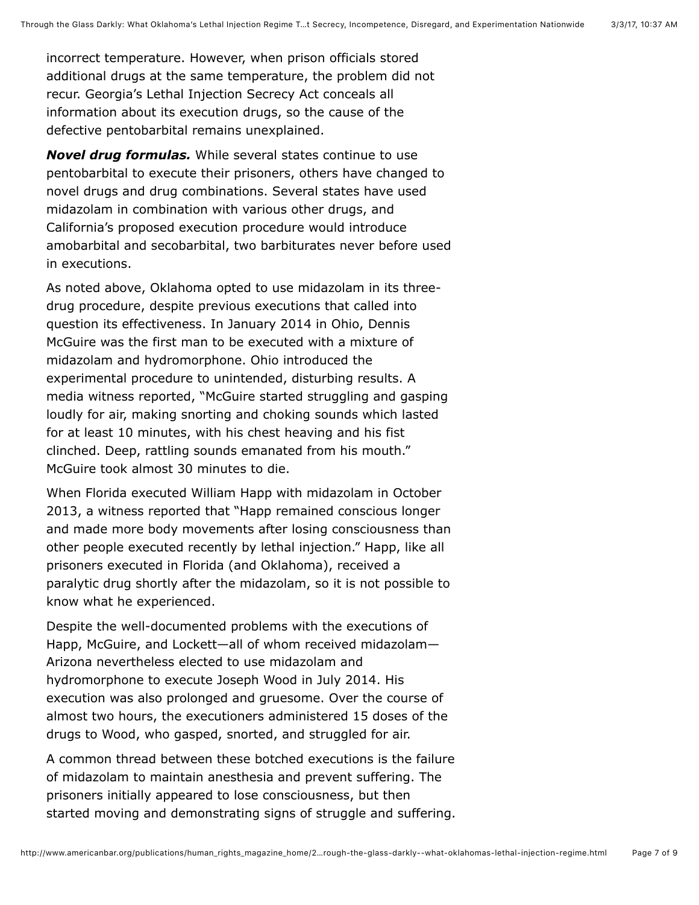incorrect temperature. However, when prison officials stored additional drugs at the same temperature, the problem did not recur. Georgia's Lethal Injection Secrecy Act conceals all information about its execution drugs, so the cause of the defective pentobarbital remains unexplained.

***Novel drug formulas.*** While several states continue to use pentobarbital to execute their prisoners, others have changed to novel drugs and drug combinations. Several states have used midazolam in combination with various other drugs, and California's proposed execution procedure would introduce amobarbital and secobarbital, two barbiturates never before used in executions.

As noted above, Oklahoma opted to use midazolam in its three-drug procedure, despite previous executions that called into question its effectiveness. In January 2014 in Ohio, Dennis McGuire was the first man to be executed with a mixture of midazolam and hydromorphone. Ohio introduced the experimental procedure to unintended, disturbing results. A media witness reported, "McGuire started struggling and gasping loudly for air, making snorting and choking sounds which lasted for at least 10 minutes, with his chest heaving and his fist clinched. Deep, rattling sounds emanated from his mouth." McGuire took almost 30 minutes to die.

When Florida executed William Happ with midazolam in October 2013, a witness reported that "Happ remained conscious longer and made more body movements after losing consciousness than other people executed recently by lethal injection." Happ, like all prisoners executed in Florida (and Oklahoma), received a paralytic drug shortly after the midazolam, so it is not possible to know what he experienced.

Despite the well-documented problems with the executions of Happ, McGuire, and Lockett—all of whom received midazolam—Arizona nevertheless elected to use midazolam and hydromorphone to execute Joseph Wood in July 2014. His execution was also prolonged and gruesome. Over the course of almost two hours, the executioners administered 15 doses of the drugs to Wood, who gasped, snorted, and struggled for air.

A common thread between these botched executions is the failure of midazolam to maintain anesthesia and prevent suffering. The prisoners initially appeared to lose consciousness, but then started moving and demonstrating signs of struggle and suffering.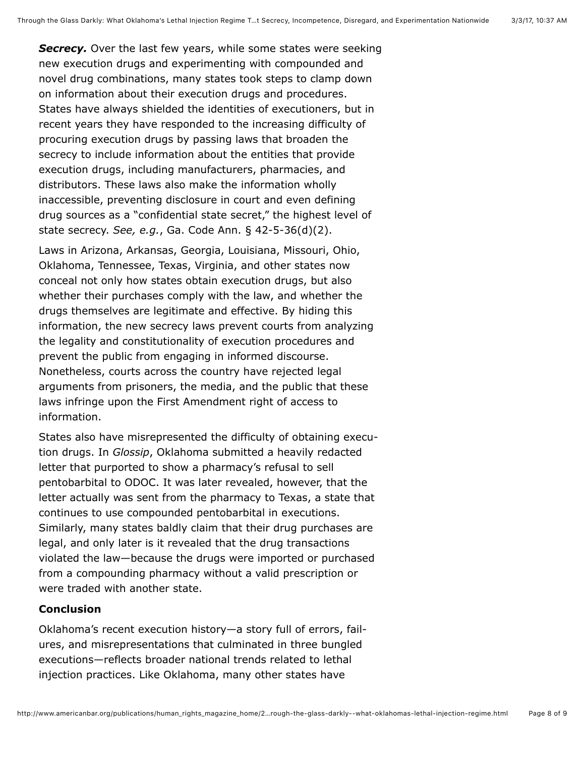***Secrecy.*** Over the last few years, while some states were seeking new execution drugs and experimenting with compounded and novel drug combinations, many states took steps to clamp down on information about their execution drugs and procedures. States have always shielded the identities of executioners, but in recent years they have responded to the increasing difficulty of procuring execution drugs by passing laws that broaden the secrecy to include information about the entities that provide execution drugs, including manufacturers, pharmacies, and distributors. These laws also make the information wholly inaccessible, preventing disclosure in court and even defining drug sources as a "confidential state secret," the highest level of state secrecy. *See, e.g.*, Ga. Code Ann. § 42-5-36(d)(2).

Laws in Arizona, Arkansas, Georgia, Louisiana, Missouri, Ohio, Oklahoma, Tennessee, Texas, Virginia, and other states now conceal not only how states obtain execution drugs, but also whether their purchases comply with the law, and whether the drugs themselves are legitimate and effective. By hiding this information, the new secrecy laws prevent courts from analyzing the legality and constitutionality of execution procedures and prevent the public from engaging in informed discourse. Nonetheless, courts across the country have rejected legal arguments from prisoners, the media, and the public that these laws infringe upon the First Amendment right of access to information.

States also have misrepresented the difficulty of obtaining execution drugs. In *Glossip*, Oklahoma submitted a heavily redacted letter that purported to show a pharmacy's refusal to sell pentobarbital to ODOC. It was later revealed, however, that the letter actually was sent from the pharmacy to Texas, a state that continues to use compounded pentobarbital in executions. Similarly, many states baldly claim that their drug purchases are legal, and only later is it revealed that the drug transactions violated the law—because the drugs were imported or purchased from a compounding pharmacy without a valid prescription or were traded with another state.

**Conclusion**

Oklahoma's recent execution history—a story full of errors, failures, and misrepresentations that culminated in three bungled executions—reflects broader national trends related to lethal injection practices. Like Oklahoma, many other states have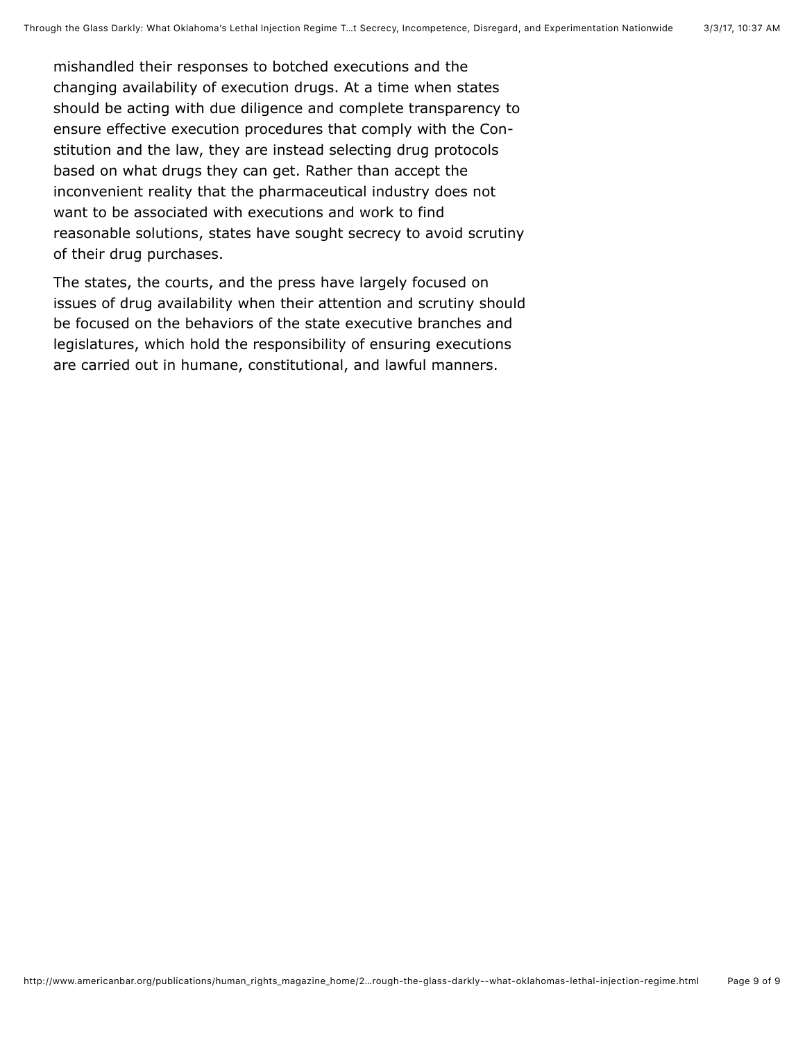mishandled their responses to botched executions and the changing availability of execution drugs. At a time when states should be acting with due diligence and complete transparency to ensure effective execution procedures that comply with the Constitution and the law, they are instead selecting drug protocols based on what drugs they can get. Rather than accept the inconvenient reality that the pharmaceutical industry does not want to be associated with executions and work to find reasonable solutions, states have sought secrecy to avoid scrutiny of their drug purchases.

The states, the courts, and the press have largely focused on issues of drug availability when their attention and scrutiny should be focused on the behaviors of the state executive branches and legislatures, which hold the responsibility of ensuring executions are carried out in humane, constitutional, and lawful manners.